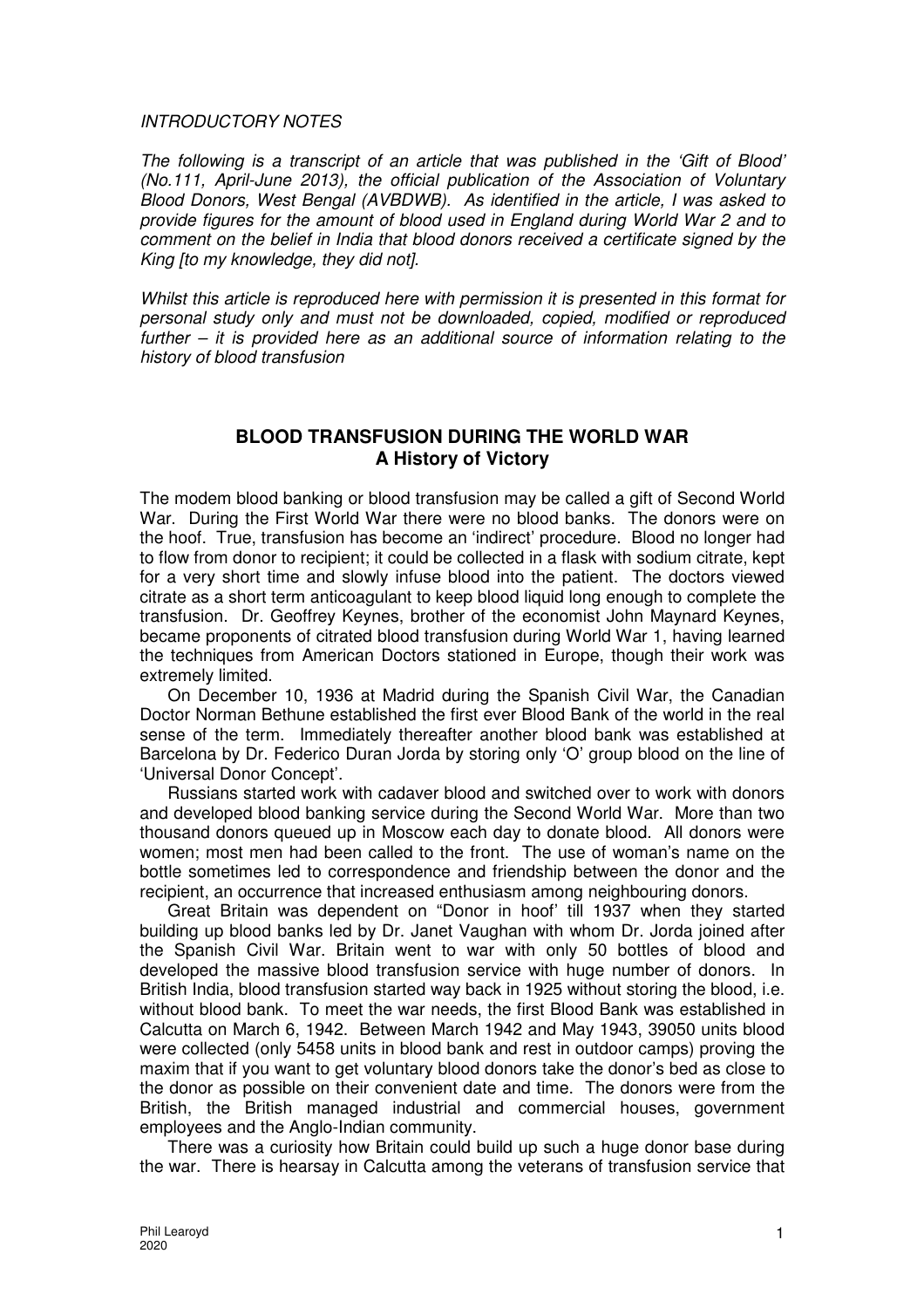*INTRODUCTORY NOTES*

*The following is a transcript of an article that was published in the 'Gift of Blood' (No.111, April-June 2013), the official publication of the Association of Voluntary Blood Donors, West Bengal (AVBDWB). As identified in the article, I was asked to provide figures for the amount of blood used in England during World War 2 and to comment on the belief in India that blood donors received a certificate signed by the King [to my knowledge, they did not].*

*Whilst this article is reproduced here with permission it is presented in this format for personal study only and must not be downloaded, copied, modified or reproduced further – it is provided here as an additional source of information relating to the history of blood transfusion*

## BLOOD TRANSFUSION DURING THE WORLD WAR
## A History of Victory

The modem blood banking or blood transfusion may be called a gift of Second World War. During the First World War there were no blood banks. The donors were on the hoof. True, transfusion has become an 'indirect' procedure. Blood no longer had to flow from donor to recipient; it could be collected in a flask with sodium citrate, kept for a very short time and slowly infuse blood into the patient. The doctors viewed citrate as a short term anticoagulant to keep blood liquid long enough to complete the transfusion. Dr. Geoffrey Keynes, brother of the economist John Maynard Keynes, became proponents of citrated blood transfusion during World War 1, having learned the techniques from American Doctors stationed in Europe, though their work was extremely limited.

On December 10, 1936 at Madrid during the Spanish Civil War, the Canadian Doctor Norman Bethune established the first ever Blood Bank of the world in the real sense of the term. Immediately thereafter another blood bank was established at Barcelona by Dr. Federico Duran Jorda by storing only 'O' group blood on the line of 'Universal Donor Concept'.

Russians started work with cadaver blood and switched over to work with donors and developed blood banking service during the Second World War. More than two thousand donors queued up in Moscow each day to donate blood. All donors were women; most men had been called to the front. The use of woman's name on the bottle sometimes led to correspondence and friendship between the donor and the recipient, an occurrence that increased enthusiasm among neighbouring donors.

Great Britain was dependent on "Donor in hoof' till 1937 when they started building up blood banks led by Dr. Janet Vaughan with whom Dr. Jorda joined after the Spanish Civil War. Britain went to war with only 50 bottles of blood and developed the massive blood transfusion service with huge number of donors. In British India, blood transfusion started way back in 1925 without storing the blood, i.e. without blood bank. To meet the war needs, the first Blood Bank was established in Calcutta on March 6, 1942. Between March 1942 and May 1943, 39050 units blood were collected (only 5458 units in blood bank and rest in outdoor camps) proving the maxim that if you want to get voluntary blood donors take the donor's bed as close to the donor as possible on their convenient date and time. The donors were from the British, the British managed industrial and commercial houses, government employees and the Anglo-Indian community.

There was a curiosity how Britain could build up such a huge donor base during the war. There is hearsay in Calcutta among the veterans of transfusion service that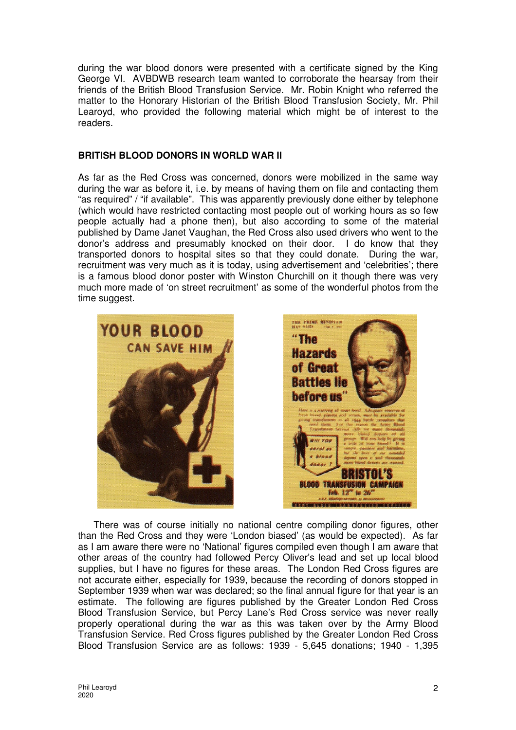during the war blood donors were presented with a certificate signed by the King George VI. AVBDWB research team wanted to corroborate the hearsay from their friends of the British Blood Transfusion Service. Mr. Robin Knight who referred the matter to the Honorary Historian of the British Blood Transfusion Society, Mr. Phil Learoyd, who provided the following material which might be of interest to the readers.

**BRITISH BLOOD DONORS IN WORLD WAR II**

As far as the Red Cross was concerned, donors were mobilized in the same way during the war as before it, i.e. by means of having them on file and contacting them "as required" / "if available". This was apparently previously done either by telephone (which would have restricted contacting most people out of working hours as so few people actually had a phone then), but also according to some of the material published by Dame Janet Vaughan, the Red Cross also used drivers who went to the donor's address and presumably knocked on their door. I do know that they transported donors to hospital sites so that they could donate. During the war, recruitment was very much as it is today, using advertisement and 'celebrities'; there is a famous blood donor poster with Winston Churchill on it though there was very much more made of 'on street recruitment' as some of the wonderful photos from the time suggest.

There was of course initially no national centre compiling donor figures, other than the Red Cross and they were 'London biased' (as would be expected). As far as I am aware there were no 'National' figures compiled even though I am aware that other areas of the country had followed Percy Oliver's lead and set up local blood supplies, but I have no figures for these areas. The London Red Cross figures are not accurate either, especially for 1939, because the recording of donors stopped in September 1939 when war was declared; so the final annual figure for that year is an estimate. The following are figures published by the Greater London Red Cross Blood Transfusion Service, but Percy Lane's Red Cross service was never really properly operational during the war as this was taken over by the Army Blood Transfusion Service. Red Cross figures published by the Greater London Red Cross Blood Transfusion Service are as follows: 1939 - 5,645 donations; 1940 - 1,395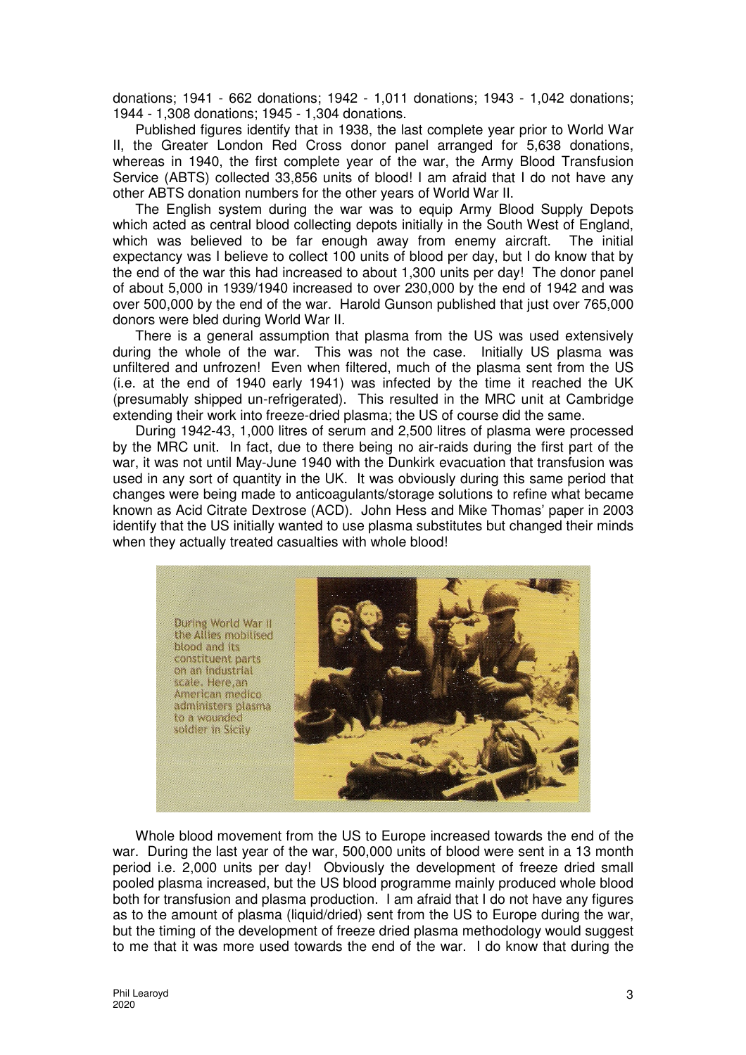donations; 1941 - 662 donations; 1942 - 1,011 donations; 1943 - 1,042 donations; 1944 - 1,308 donations; 1945 - 1,304 donations.

Published figures identify that in 1938, the last complete year prior to World War II, the Greater London Red Cross donor panel arranged for 5,638 donations, whereas in 1940, the first complete year of the war, the Army Blood Transfusion Service (ABTS) collected 33,856 units of blood! I am afraid that I do not have any other ABTS donation numbers for the other years of World War II.

The English system during the war was to equip Army Blood Supply Depots which acted as central blood collecting depots initially in the South West of England, which was believed to be far enough away from enemy aircraft. The initial expectancy was I believe to collect 100 units of blood per day, but I do know that by the end of the war this had increased to about 1,300 units per day! The donor panel of about 5,000 in 1939/1940 increased to over 230,000 by the end of 1942 and was over 500,000 by the end of the war. Harold Gunson published that just over 765,000 donors were bled during World War II.

There is a general assumption that plasma from the US was used extensively during the whole of the war. This was not the case. Initially US plasma was unfiltered and unfrozen! Even when filtered, much of the plasma sent from the US (i.e. at the end of 1940 early 1941) was infected by the time it reached the UK (presumably shipped un-refrigerated). This resulted in the MRC unit at Cambridge extending their work into freeze-dried plasma; the US of course did the same.

During 1942-43, 1,000 litres of serum and 2,500 litres of plasma were processed by the MRC unit. In fact, due to there being no air-raids during the first part of the war, it was not until May-June 1940 with the Dunkirk evacuation that transfusion was used in any sort of quantity in the UK. It was obviously during this same period that changes were being made to anticoagulants/storage solutions to refine what became known as Acid Citrate Dextrose (ACD). John Hess and Mike Thomas' paper in 2003 identify that the US initially wanted to use plasma substitutes but changed their minds when they actually treated casualties with whole blood!

During World War II the Allies mobilised blood and its constituent parts on an industrial scale. Here, an American medico administers plasma to a wounded soldier in Sicily

Whole blood movement from the US to Europe increased towards the end of the war. During the last year of the war, 500,000 units of blood were sent in a 13 month period i.e. 2,000 units per day! Obviously the development of freeze dried small pooled plasma increased, but the US blood programme mainly produced whole blood both for transfusion and plasma production. I am afraid that I do not have any figures as to the amount of plasma (liquid/dried) sent from the US to Europe during the war, but the timing of the development of freeze dried plasma methodology would suggest to me that it was more used towards the end of the war. I do know that during the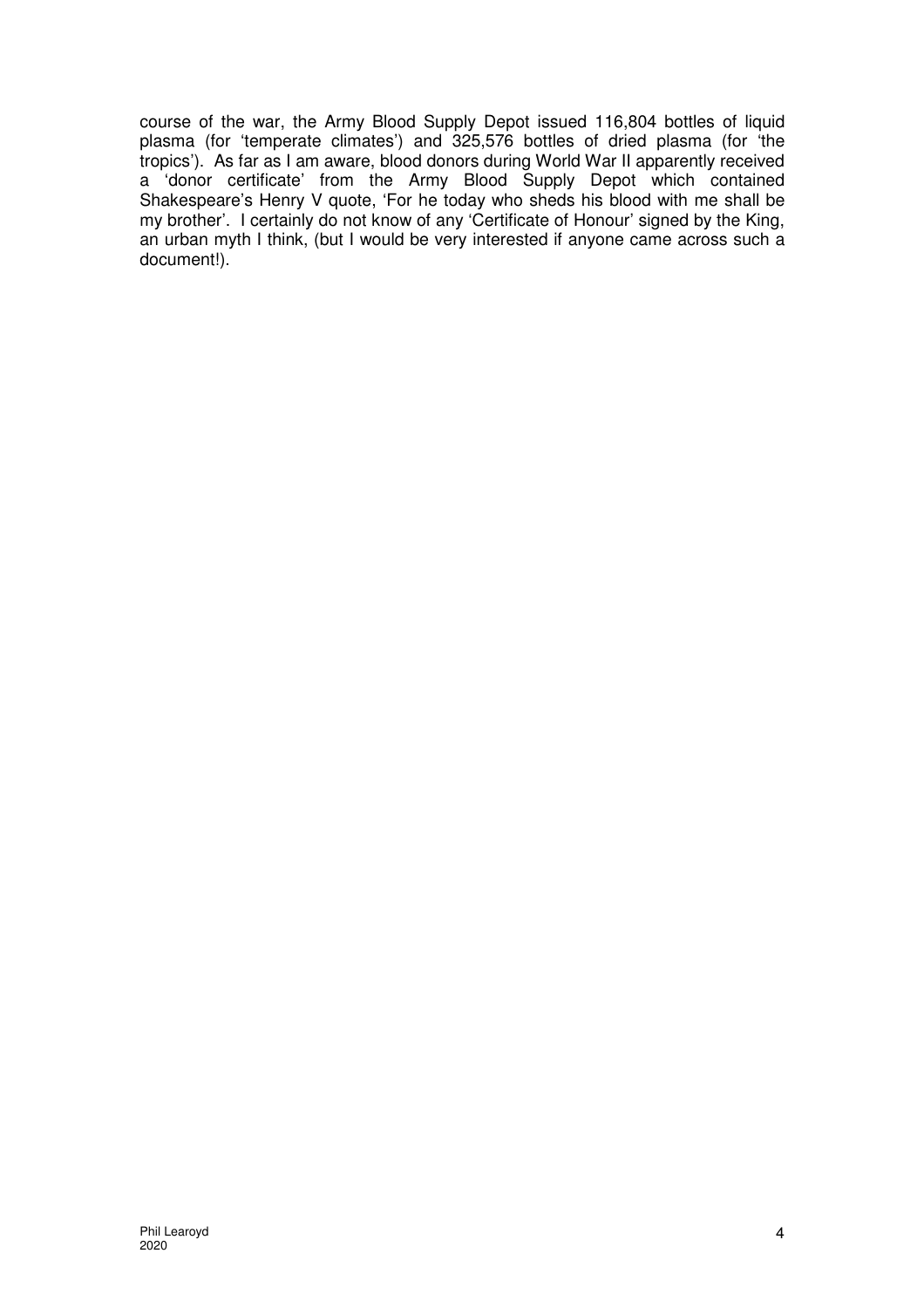course of the war, the Army Blood Supply Depot issued 116,804 bottles of liquid plasma (for 'temperate climates') and 325,576 bottles of dried plasma (for 'the tropics'). As far as I am aware, blood donors during World War II apparently received a 'donor certificate' from the Army Blood Supply Depot which contained Shakespeare's Henry V quote, 'For he today who sheds his blood with me shall be my brother'. I certainly do not know of any 'Certificate of Honour' signed by the King, an urban myth I think, (but I would be very interested if anyone came across such a document!).